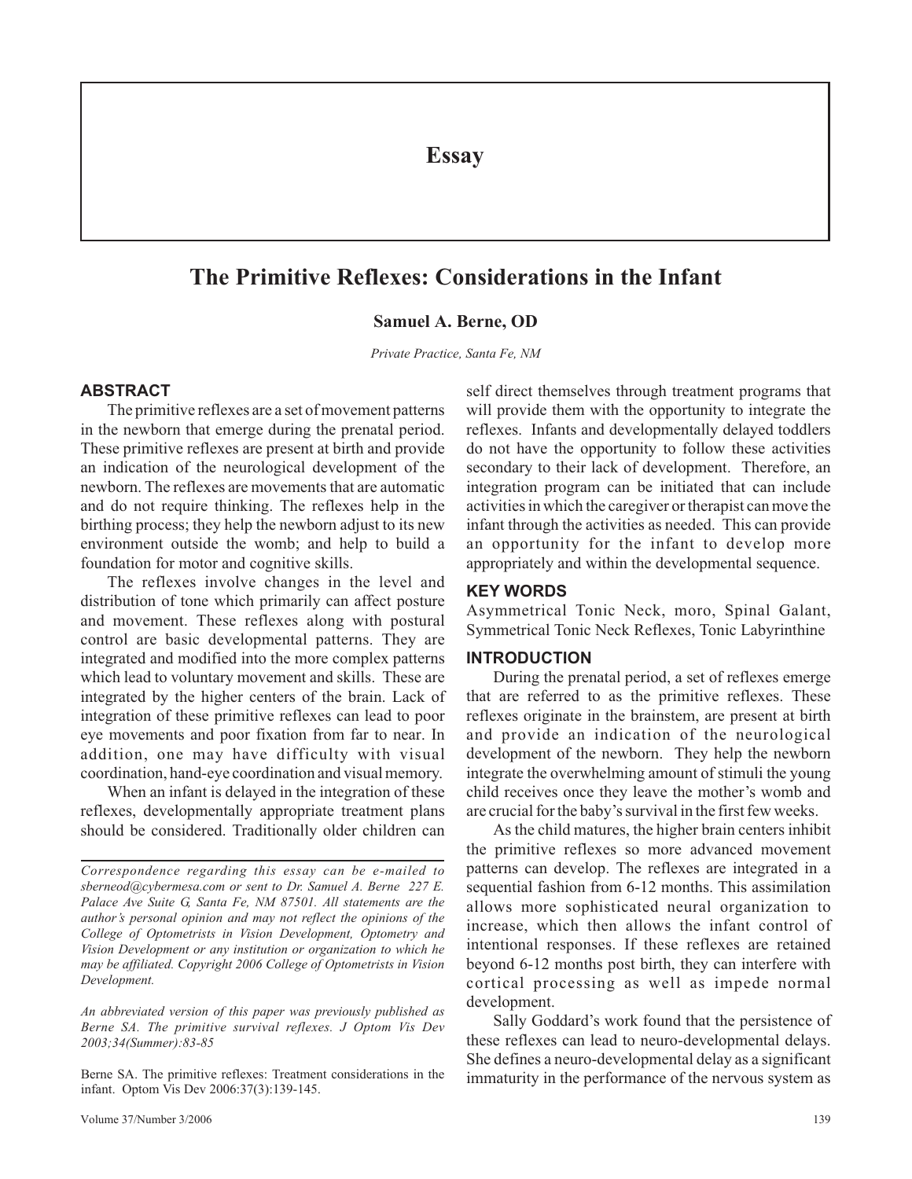# Essay

## The Primitive Reflexes: Considerations in the Infant

**Samuel A. Berne, OD**

*Private Practice, Santa Fe, NM*

### ABSTRACT

The primitive reflexes are a set of movement patterns in the newborn that emerge during the prenatal period. These primitive reflexes are present at birth and provide an indication of the neurological development of the newborn. The reflexes are movements that are automatic and do not require thinking. The reflexes help in the birthing process; they help the newborn adjust to its new environment outside the womb; and help to build a foundation for motor and cognitive skills.

The reflexes involve changes in the level and distribution of tone which primarily can affect posture and movement. These reflexes along with postural control are basic developmental patterns. They are integrated and modified into the more complex patterns which lead to voluntary movement and skills. These are integrated by the higher centers of the brain. Lack of integration of these primitive reflexes can lead to poor eye movements and poor fixation from far to near. In addition, one may have difficulty with visual coordination, hand-eye coordination and visual memory.

When an infant is delayed in the integration of these reflexes, developmentally appropriate treatment plans should be considered. Traditionally older children can self direct themselves through treatment programs that will provide them with the opportunity to integrate the reflexes. Infants and developmentally delayed toddlers do not have the opportunity to follow these activities secondary to their lack of development. Therefore, an integration program can be initiated that can include activities in which the caregiver or therapist can move the infant through the activities as needed. This can provide an opportunity for the infant to develop more appropriately and within the developmental sequence.

### KEY WORDS

Asymmetrical Tonic Neck, moro, Spinal Galant, Symmetrical Tonic Neck Reflexes, Tonic Labyrinthine

### INTRODUCTION

During the prenatal period, a set of reflexes emerge that are referred to as the primitive reflexes. These reflexes originate in the brainstem, are present at birth and provide an indication of the neurological development of the newborn. They help the newborn integrate the overwhelming amount of stimuli the young child receives once they leave the mother's womb and are crucial for the baby's survival in the first few weeks.

As the child matures, the higher brain centers inhibit the primitive reflexes so more advanced movement patterns can develop. The reflexes are integrated in a sequential fashion from 6-12 months. This assimilation allows more sophisticated neural organization to increase, which then allows the infant control of intentional responses. If these reflexes are retained beyond 6-12 months post birth, they can interfere with cortical processing as well as impede normal development.

Sally Goddard's work found that the persistence of these reflexes can lead to neuro-developmental delays. She defines a neuro-developmental delay as a significant immaturity in the performance of the nervous system as

---

*Correspondence regarding this essay can be e-mailed to sberneod@cybermesa.com or sent to Dr. Samuel A. Berne 227 E. Palace Ave Suite G, Santa Fe, NM 87501. All statements are the author's personal opinion and may not reflect the opinions of the College of Optometrists in Vision Development, Optometry and Vision Development or any institution or organization to which he may be affiliated. Copyright 2006 College of Optometrists in Vision Development.*

*An abbreviated version of this paper was previously published as Berne SA. The primitive survival reflexes. J Optom Vis Dev 2003;34(Summer):83-85*

Berne SA. The primitive reflexes: Treatment considerations in the infant. Optom Vis Dev 2006:37(3):139-145.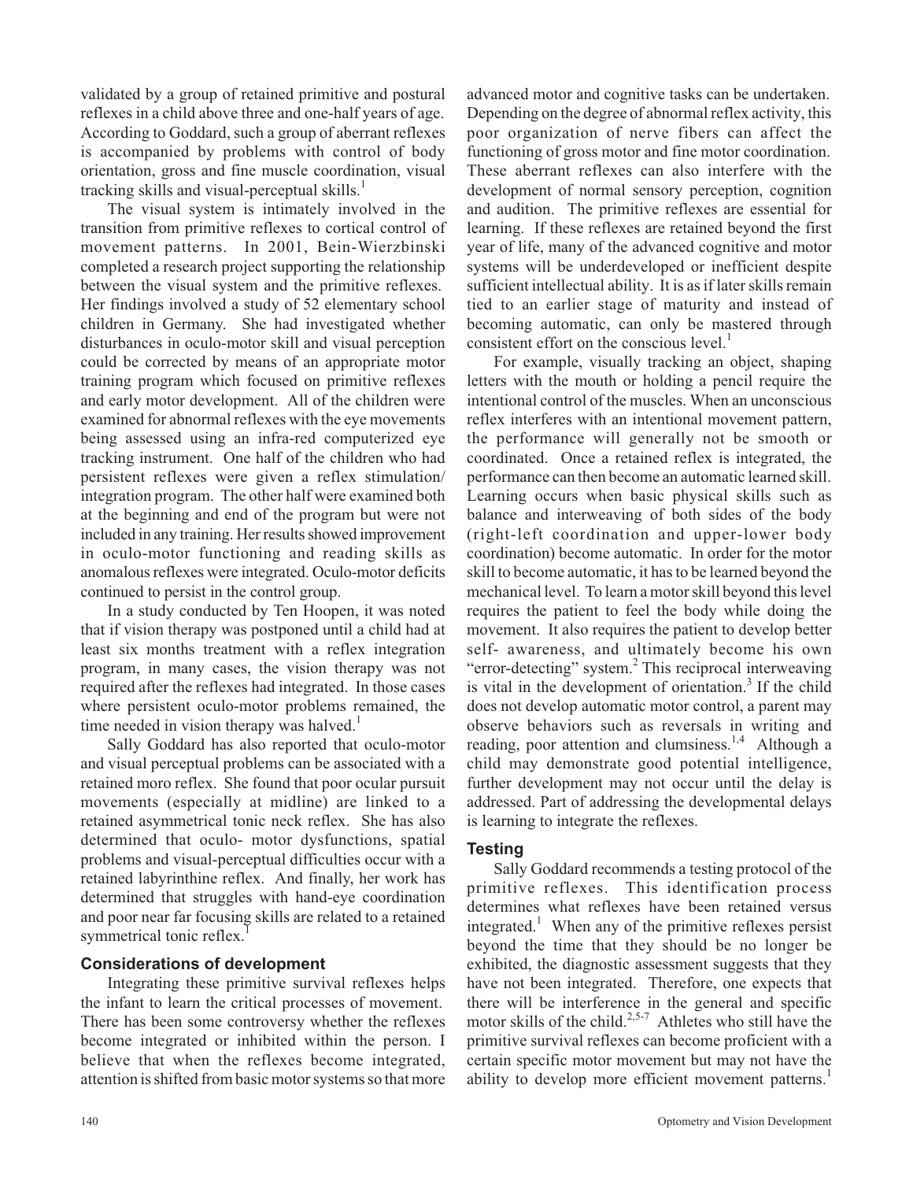validated by a group of retained primitive and postural reflexes in a child above three and one-half years of age. According to Goddard, such a group of aberrant reflexes is accompanied by problems with control of body orientation, gross and fine muscle coordination, visual tracking skills and visual-perceptual skills.[1]

The visual system is intimately involved in the transition from primitive reflexes to cortical control of movement patterns. In 2001, Bein-Wierzbinski completed a research project supporting the relationship between the visual system and the primitive reflexes. Her findings involved a study of 52 elementary school children in Germany. She had investigated whether disturbances in oculo-motor skill and visual perception could be corrected by means of an appropriate motor training program which focused on primitive reflexes and early motor development. All of the children were examined for abnormal reflexes with the eye movements being assessed using an infra-red computerized eye tracking instrument. One half of the children who had persistent reflexes were given a reflex stimulation/ integration program. The other half were examined both at the beginning and end of the program but were not included in any training. Her results showed improvement in oculo-motor functioning and reading skills as anomalous reflexes were integrated. Oculo-motor deficits continued to persist in the control group.

In a study conducted by Ten Hoopen, it was noted that if vision therapy was postponed until a child had at least six months treatment with a reflex integration program, in many cases, the vision therapy was not required after the reflexes had integrated. In those cases where persistent oculo-motor problems remained, the time needed in vision therapy was halved.[1]

Sally Goddard has also reported that oculo-motor and visual perceptual problems can be associated with a retained moro reflex. She found that poor ocular pursuit movements (especially at midline) are linked to a retained asymmetrical tonic neck reflex. She has also determined that oculo- motor dysfunctions, spatial problems and visual-perceptual difficulties occur with a retained labyrinthine reflex. And finally, her work has determined that struggles with hand-eye coordination and poor near far focusing skills are related to a retained symmetrical tonic reflex.[1]

## Considerations of development

Integrating these primitive survival reflexes helps the infant to learn the critical processes of movement. There has been some controversy whether the reflexes become integrated or inhibited within the person. I believe that when the reflexes become integrated, attention is shifted from basic motor systems so that more advanced motor and cognitive tasks can be undertaken. Depending on the degree of abnormal reflex activity, this poor organization of nerve fibers can affect the functioning of gross motor and fine motor coordination. These aberrant reflexes can also interfere with the development of normal sensory perception, cognition and audition. The primitive reflexes are essential for learning. If these reflexes are retained beyond the first year of life, many of the advanced cognitive and motor systems will be underdeveloped or inefficient despite sufficient intellectual ability. It is as if later skills remain tied to an earlier stage of maturity and instead of becoming automatic, can only be mastered through consistent effort on the conscious level.[1]

For example, visually tracking an object, shaping letters with the mouth or holding a pencil require the intentional control of the muscles. When an unconscious reflex interferes with an intentional movement pattern, the performance will generally not be smooth or coordinated. Once a retained reflex is integrated, the performance can then become an automatic learned skill. Learning occurs when basic physical skills such as balance and interweaving of both sides of the body (right-left coordination and upper-lower body coordination) become automatic. In order for the motor skill to become automatic, it has to be learned beyond the mechanical level. To learn a motor skill beyond this level requires the patient to feel the body while doing the movement. It also requires the patient to develop better self- awareness, and ultimately become his own "error-detecting" system.[2] This reciprocal interweaving is vital in the development of orientation.[3] If the child does not develop automatic motor control, a parent may observe behaviors such as reversals in writing and reading, poor attention and clumsiness.[1,4] Although a child may demonstrate good potential intelligence, further development may not occur until the delay is addressed. Part of addressing the developmental delays is learning to integrate the reflexes.

## Testing

Sally Goddard recommends a testing protocol of the primitive reflexes. This identification process determines what reflexes have been retained versus integrated.[1] When any of the primitive reflexes persist beyond the time that they should be no longer be exhibited, the diagnostic assessment suggests that they have not been integrated. Therefore, one expects that there will be interference in the general and specific motor skills of the child.[2,5-7] Athletes who still have the primitive survival reflexes can become proficient with a certain specific motor movement but may not have the ability to develop more efficient movement patterns.[1]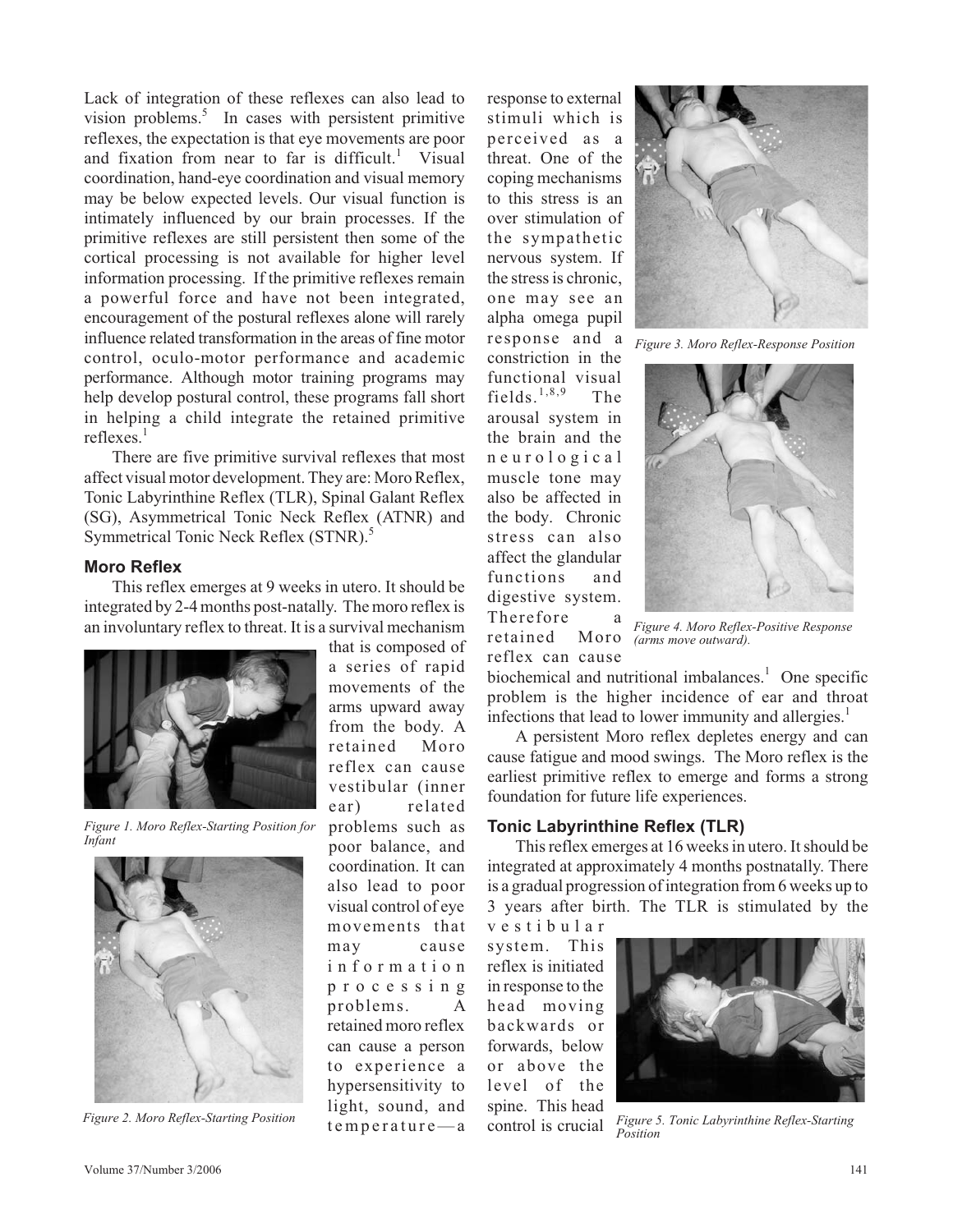Lack of integration of these reflexes can also lead to vision problems.[5] In cases with persistent primitive reflexes, the expectation is that eye movements are poor and fixation from near to far is difficult.[1] Visual coordination, hand-eye coordination and visual memory may be below expected levels. Our visual function is intimately influenced by our brain processes. If the primitive reflexes are still persistent then some of the cortical processing is not available for higher level information processing. If the primitive reflexes remain a powerful force and have not been integrated, encouragement of the postural reflexes alone will rarely influence related transformation in the areas of fine motor control, oculo-motor performance and academic performance. Although motor training programs may help develop postural control, these programs fall short in helping a child integrate the retained primitive reflexes.[1]

There are five primitive survival reflexes that most affect visual motor development. They are: Moro Reflex, Tonic Labyrinthine Reflex (TLR), Spinal Galant Reflex (SG), Asymmetrical Tonic Neck Reflex (ATNR) and Symmetrical Tonic Neck Reflex (STNR).[5]

### Moro Reflex

This reflex emerges at 9 weeks in utero. It should be integrated by 2-4 months post-natally. The moro reflex is an involuntary reflex to threat. It is a survival mechanism that is composed of a series of rapid movements of the arms upward away from the body. A retained Moro reflex can cause vestibular (inner ear) related problems such as poor balance, and coordination. It can also lead to poor visual control of eye movements that may cause information processing problems. A retained moro reflex can cause a person to experience a hypersensitivity to light, sound, and temperature—a response to external stimuli which is perceived as a threat. One of the coping mechanisms to this stress is an over stimulation of the sympathetic nervous system. If the stress is chronic, one may see an alpha omega pupil response and a constriction in the functional visual fields.[1,8,9] The arousal system in the brain and the neurological muscle tone may also be affected in the body. Chronic stress can also affect the glandular functions and digestive system. Therefore a retained Moro reflex can cause biochemical and nutritional imbalances.[1] One specific problem is the higher incidence of ear and throat infections that lead to lower immunity and allergies.[1]

*Figure 1. Moro Reflex-Starting Position for Infant*

*Figure 2. Moro Reflex-Starting Position*

*Figure 3. Moro Reflex-Response Position*

*Figure 4. Moro Reflex-Positive Response (arms move outward).*

A persistent Moro reflex depletes energy and can cause fatigue and mood swings. The Moro reflex is the earliest primitive reflex to emerge and forms a strong foundation for future life experiences.

### Tonic Labyrinthine Reflex (TLR)

This reflex emerges at 16 weeks in utero. It should be integrated at approximately 4 months postnatally. There is a gradual progression of integration from 6 weeks up to 3 years after birth. The TLR is stimulated by the vestibular system. This reflex is initiated in response to the head moving backwards or forwards, below or above the level of the spine. This head control is crucial

*Figure 5. Tonic Labyrinthine Reflex-Starting Position*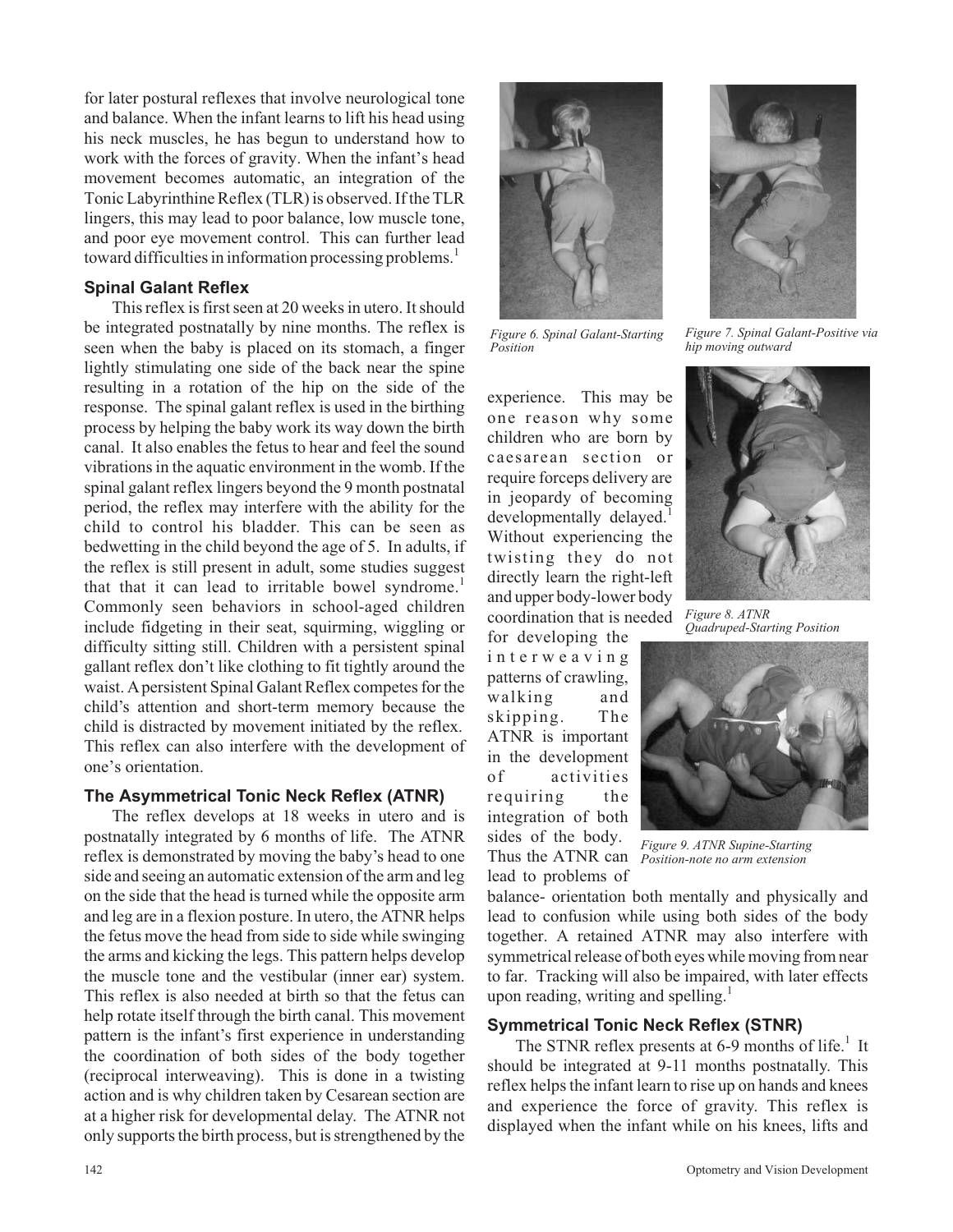for later postural reflexes that involve neurological tone and balance. When the infant learns to lift his head using his neck muscles, he has begun to understand how to work with the forces of gravity. When the infant's head movement becomes automatic, an integration of the Tonic Labyrinthine Reflex (TLR) is observed. If the TLR lingers, this may lead to poor balance, low muscle tone, and poor eye movement control. This can further lead toward difficulties in information processing problems.[1]

### Spinal Galant Reflex

This reflex is first seen at 20 weeks in utero. It should be integrated postnatally by nine months. The reflex is seen when the baby is placed on its stomach, a finger lightly stimulating one side of the back near the spine resulting in a rotation of the hip on the side of the response. The spinal galant reflex is used in the birthing process by helping the baby work its way down the birth canal. It also enables the fetus to hear and feel the sound vibrations in the aquatic environment in the womb. If the spinal galant reflex lingers beyond the 9 month postnatal period, the reflex may interfere with the ability for the child to control his bladder. This can be seen as bedwetting in the child beyond the age of 5. In adults, if the reflex is still present in adult, some studies suggest that that it can lead to irritable bowel syndrome.[1] Commonly seen behaviors in school-aged children include fidgeting in their seat, squirming, wiggling or difficulty sitting still. Children with a persistent spinal gallant reflex don't like clothing to fit tightly around the waist. A persistent Spinal Galant Reflex competes for the child's attention and short-term memory because the child is distracted by movement initiated by the reflex. This reflex can also interfere with the development of one's orientation.

*Figure 6. Spinal Galant-Starting Position*

*Figure 7. Spinal Galant-Positive via hip moving outward*

### The Asymmetrical Tonic Neck Reflex (ATNR)

The reflex develops at 18 weeks in utero and is postnatally integrated by 6 months of life. The ATNR reflex is demonstrated by moving the baby's head to one side and seeing an automatic extension of the arm and leg on the side that the head is turned while the opposite arm and leg are in a flexion posture. In utero, the ATNR helps the fetus move the head from side to side while swinging the arms and kicking the legs. This pattern helps develop the muscle tone and the vestibular (inner ear) system. This reflex is also needed at birth so that the fetus can help rotate itself through the birth canal. This movement pattern is the infant's first experience in understanding the coordination of both sides of the body together (reciprocal interweaving). This is done in a twisting action and is why children taken by Cesarean section are at a higher risk for developmental delay. The ATNR not only supports the birth process, but is strengthened by the experience. This may be one reason why some children who are born by caesarean section or require forceps delivery are in jeopardy of becoming developmentally delayed.[1] Without experiencing the twisting they do not directly learn the right-left and upper body-lower body coordination that is needed for developing the interweaving patterns of crawling, walking and skipping. The ATNR is important in the development of activities requiring the integration of both sides of the body. Thus the ATNR can lead to problems of balance- orientation both mentally and physically and lead to confusion while using both sides of the body together. A retained ATNR may also interfere with symmetrical release of both eyes while moving from near to far. Tracking will also be impaired, with later effects upon reading, writing and spelling.[1]

*Figure 8. ATNR Quadruped-Starting Position*

*Figure 9. ATNR Supine-Starting Position-note no arm extension*

### Symmetrical Tonic Neck Reflex (STNR)

The STNR reflex presents at 6-9 months of life.[1] It should be integrated at 9-11 months postnatally. This reflex helps the infant learn to rise up on hands and knees and experience the force of gravity. This reflex is displayed when the infant while on his knees, lifts and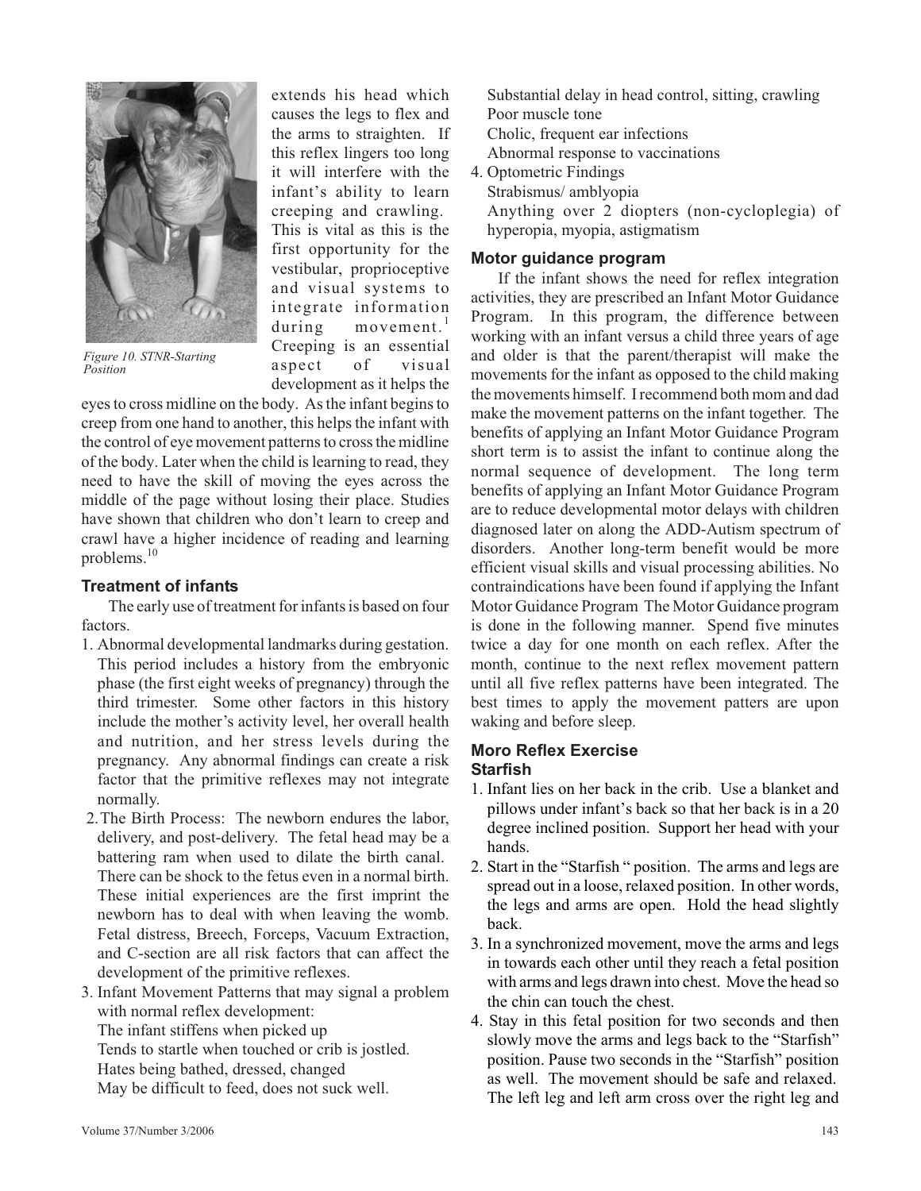extends his head which causes the legs to flex and the arms to straighten. If this reflex lingers too long it will interfere with the infant's ability to learn creeping and crawling. This is vital as this is the first opportunity for the vestibular, proprioceptive and visual systems to integrate information during movement.[1] Creeping is an essential aspect of visual development as it helps the eyes to cross midline on the body. As the infant begins to creep from one hand to another, this helps the infant with the control of eye movement patterns to cross the midline of the body. Later when the child is learning to read, they need to have the skill of moving the eyes across the middle of the page without losing their place. Studies have shown that children who don't learn to creep and crawl have a higher incidence of reading and learning problems.[10]

*Figure 10. STNR-Starting Position*

### Treatment of infants

The early use of treatment for infants is based on four factors.

1. Abnormal developmental landmarks during gestation. This period includes a history from the embryonic phase (the first eight weeks of pregnancy) through the third trimester. Some other factors in this history include the mother's activity level, her overall health and nutrition, and her stress levels during the pregnancy. Any abnormal findings can create a risk factor that the primitive reflexes may not integrate normally.
2. The Birth Process: The newborn endures the labor, delivery, and post-delivery. The fetal head may be a battering ram when used to dilate the birth canal. There can be shock to the fetus even in a normal birth. These initial experiences are the first imprint the newborn has to deal with when leaving the womb. Fetal distress, Breech, Forceps, Vacuum Extraction, and C-section are all risk factors that can affect the development of the primitive reflexes.
3. Infant Movement Patterns that may signal a problem with normal reflex development:
   The infant stiffens when picked up
   Tends to startle when touched or crib is jostled.
   Hates being bathed, dressed, changed
   May be difficult to feed, does not suck well.
   Substantial delay in head control, sitting, crawling
   Poor muscle tone
   Cholic, frequent ear infections
   Abnormal response to vaccinations
4. Optometric Findings
   Strabismus/ amblyopia
   Anything over 2 diopters (non-cycloplegia) of hyperopia, myopia, astigmatism

### Motor guidance program

If the infant shows the need for reflex integration activities, they are prescribed an Infant Motor Guidance Program. In this program, the difference between working with an infant versus a child three years of age and older is that the parent/therapist will make the movements for the infant as opposed to the child making the movements himself. I recommend both mom and dad make the movement patterns on the infant together. The benefits of applying an Infant Motor Guidance Program short term is to assist the infant to continue along the normal sequence of development. The long term benefits of applying an Infant Motor Guidance Program are to reduce developmental motor delays with children diagnosed later on along the ADD-Autism spectrum of disorders. Another long-term benefit would be more efficient visual skills and visual processing abilities. No contraindications have been found if applying the Infant Motor Guidance Program The Motor Guidance program is done in the following manner. Spend five minutes twice a day for one month on each reflex. After the month, continue to the next reflex movement pattern until all five reflex patterns have been integrated. The best times to apply the movement patters are upon waking and before sleep.

### Moro Reflex Exercise
### Starfish

1. Infant lies on her back in the crib. Use a blanket and pillows under infant's back so that her back is in a 20 degree inclined position. Support her head with your hands.
2. Start in the "Starfish " position. The arms and legs are spread out in a loose, relaxed position. In other words, the legs and arms are open. Hold the head slightly back.
3. In a synchronized movement, move the arms and legs in towards each other until they reach a fetal position with arms and legs drawn into chest. Move the head so the chin can touch the chest.
4. Stay in this fetal position for two seconds and then slowly move the arms and legs back to the "Starfish" position. Pause two seconds in the "Starfish" position as well. The movement should be safe and relaxed. The left leg and left arm cross over the right leg and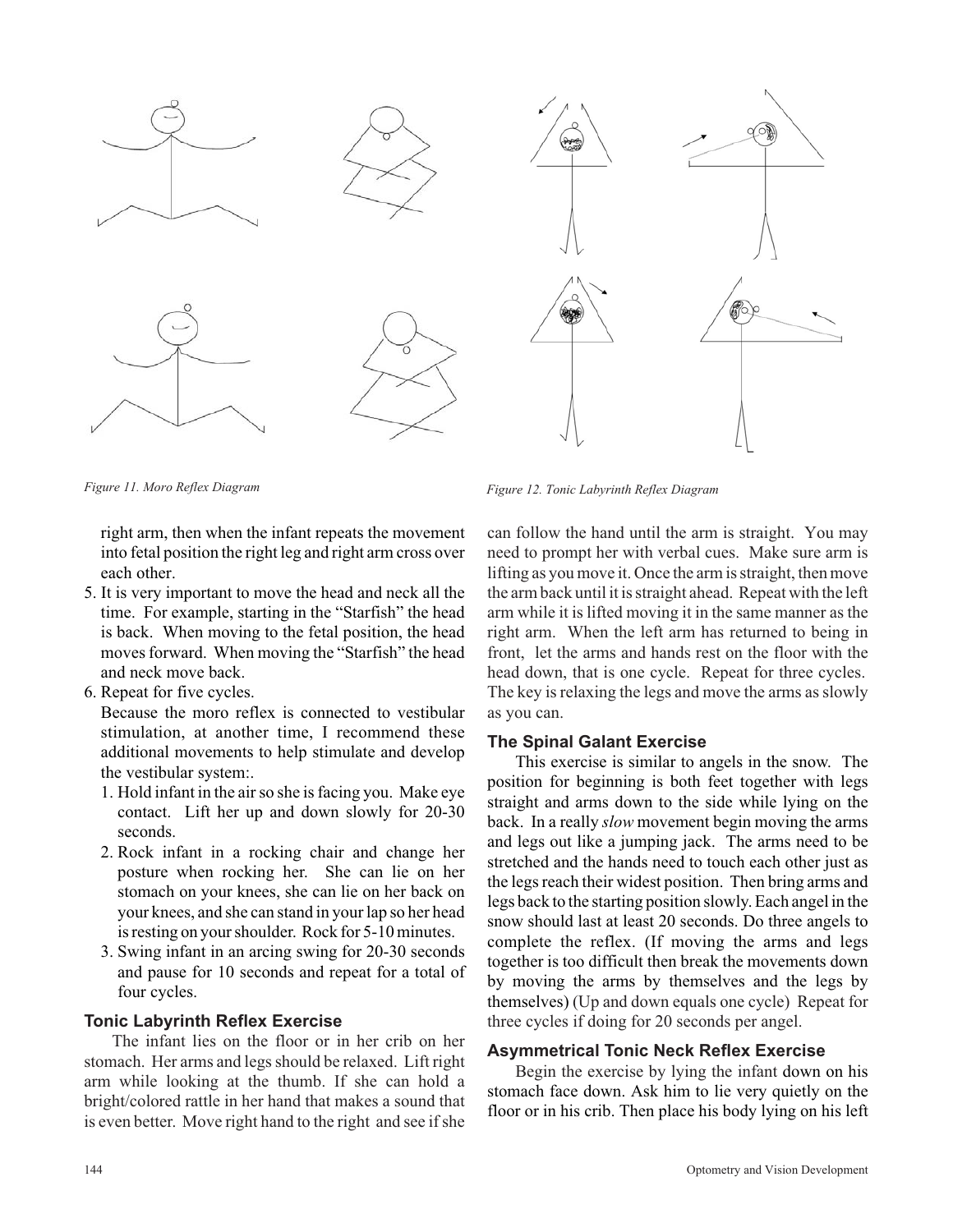*Figure 11. Moro Reflex Diagram*

*Figure 12. Tonic Labyrinth Reflex Diagram*

right arm, then when the infant repeats the movement into fetal position the right leg and right arm cross over each other.

5. It is very important to move the head and neck all the time. For example, starting in the "Starfish" the head is back. When moving to the fetal position, the head moves forward. When moving the "Starfish" the head and neck move back.
6. Repeat for five cycles.

Because the moro reflex is connected to vestibular stimulation, at another time, I recommend these additional movements to help stimulate and develop the vestibular system:.

1. Hold infant in the air so she is facing you. Make eye contact. Lift her up and down slowly for 20-30 seconds.
2. Rock infant in a rocking chair and change her posture when rocking her. She can lie on her stomach on your knees, she can lie on her back on your knees, and she can stand in your lap so her head is resting on your shoulder. Rock for 5-10 minutes.
3. Swing infant in an arcing swing for 20-30 seconds and pause for 10 seconds and repeat for a total of four cycles.

### Tonic Labyrinth Reflex Exercise

The infant lies on the floor or in her crib on her stomach. Her arms and legs should be relaxed. Lift right arm while looking at the thumb. If she can hold a bright/colored rattle in her hand that makes a sound that is even better. Move right hand to the right and see if she can follow the hand until the arm is straight. You may need to prompt her with verbal cues. Make sure arm is lifting as you move it. Once the arm is straight, then move the arm back until it is straight ahead. Repeat with the left arm while it is lifted moving it in the same manner as the right arm. When the left arm has returned to being in front, let the arms and hands rest on the floor with the head down, that is one cycle. Repeat for three cycles. The key is relaxing the legs and move the arms as slowly as you can.

### The Spinal Galant Exercise

This exercise is similar to angels in the snow. The position for beginning is both feet together with legs straight and arms down to the side while lying on the back. In a really *slow* movement begin moving the arms and legs out like a jumping jack. The arms need to be stretched and the hands need to touch each other just as the legs reach their widest position. Then bring arms and legs back to the starting position slowly. Each angel in the snow should last at least 20 seconds. Do three angels to complete the reflex. (If moving the arms and legs together is too difficult then break the movements down by moving the arms by themselves and the legs by themselves) (Up and down equals one cycle) Repeat for three cycles if doing for 20 seconds per angel.

### Asymmetrical Tonic Neck Reflex Exercise

Begin the exercise by lying the infant down on his stomach face down. Ask him to lie very quietly on the floor or in his crib. Then place his body lying on his left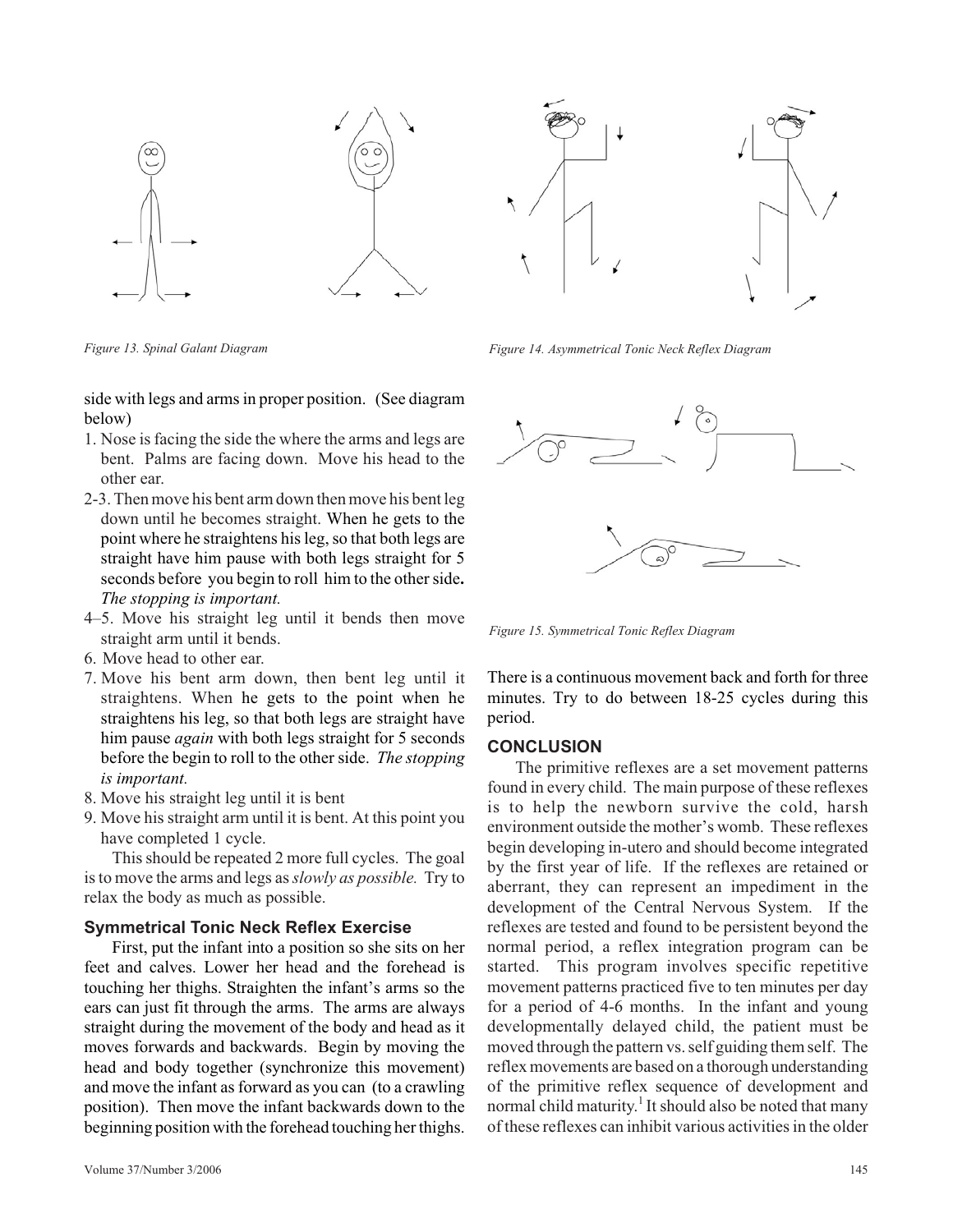Figure 13. Spinal Galant Diagram

Figure 14. Asymmetrical Tonic Neck Reflex Diagram

side with legs and arms in proper position. (See diagram below)

1. Nose is facing the side the where the arms and legs are bent. Palms are facing down. Move his head to the other ear.
2-3. Then move his bent arm down then move his bent leg down until he becomes straight. When he gets to the point where he straightens his leg, so that both legs are straight have him pause with both legs straight for 5 seconds before you begin to roll him to the other side**.** *The stopping is important.*
4–5. Move his straight leg until it bends then move straight arm until it bends.
6. Move head to other ear.
7. Move his bent arm down, then bent leg until it straightens. When he gets to the point when he straightens his leg, so that both legs are straight have him pause *again* with both legs straight for 5 seconds before the begin to roll to the other side. *The stopping is important.*
8. Move his straight leg until it is bent
9. Move his straight arm until it is bent. At this point you have completed 1 cycle.

This should be repeated 2 more full cycles. The goal is to move the arms and legs as *slowly as possible.* Try to relax the body as much as possible.

### Symmetrical Tonic Neck Reflex Exercise

First, put the infant into a position so she sits on her feet and calves. Lower her head and the forehead is touching her thighs. Straighten the infant's arms so the ears can just fit through the arms. The arms are always straight during the movement of the body and head as it moves forwards and backwards. Begin by moving the head and body together (synchronize this movement) and move the infant as forward as you can (to a crawling position). Then move the infant backwards down to the beginning position with the forehead touching her thighs.

Figure 15. Symmetrical Tonic Reflex Diagram

There is a continuous movement back and forth for three minutes. Try to do between 18-25 cycles during this period.

### CONCLUSION

The primitive reflexes are a set movement patterns found in every child. The main purpose of these reflexes is to help the newborn survive the cold, harsh environment outside the mother's womb. These reflexes begin developing in-utero and should become integrated by the first year of life. If the reflexes are retained or aberrant, they can represent an impediment in the development of the Central Nervous System. If the reflexes are tested and found to be persistent beyond the normal period, a reflex integration program can be started. This program involves specific repetitive movement patterns practiced five to ten minutes per day for a period of 4-6 months. In the infant and young developmentally delayed child, the patient must be moved through the pattern vs. self guiding them self. The reflex movements are based on a thorough understanding of the primitive reflex sequence of development and normal child maturity.[1] It should also be noted that many of these reflexes can inhibit various activities in the older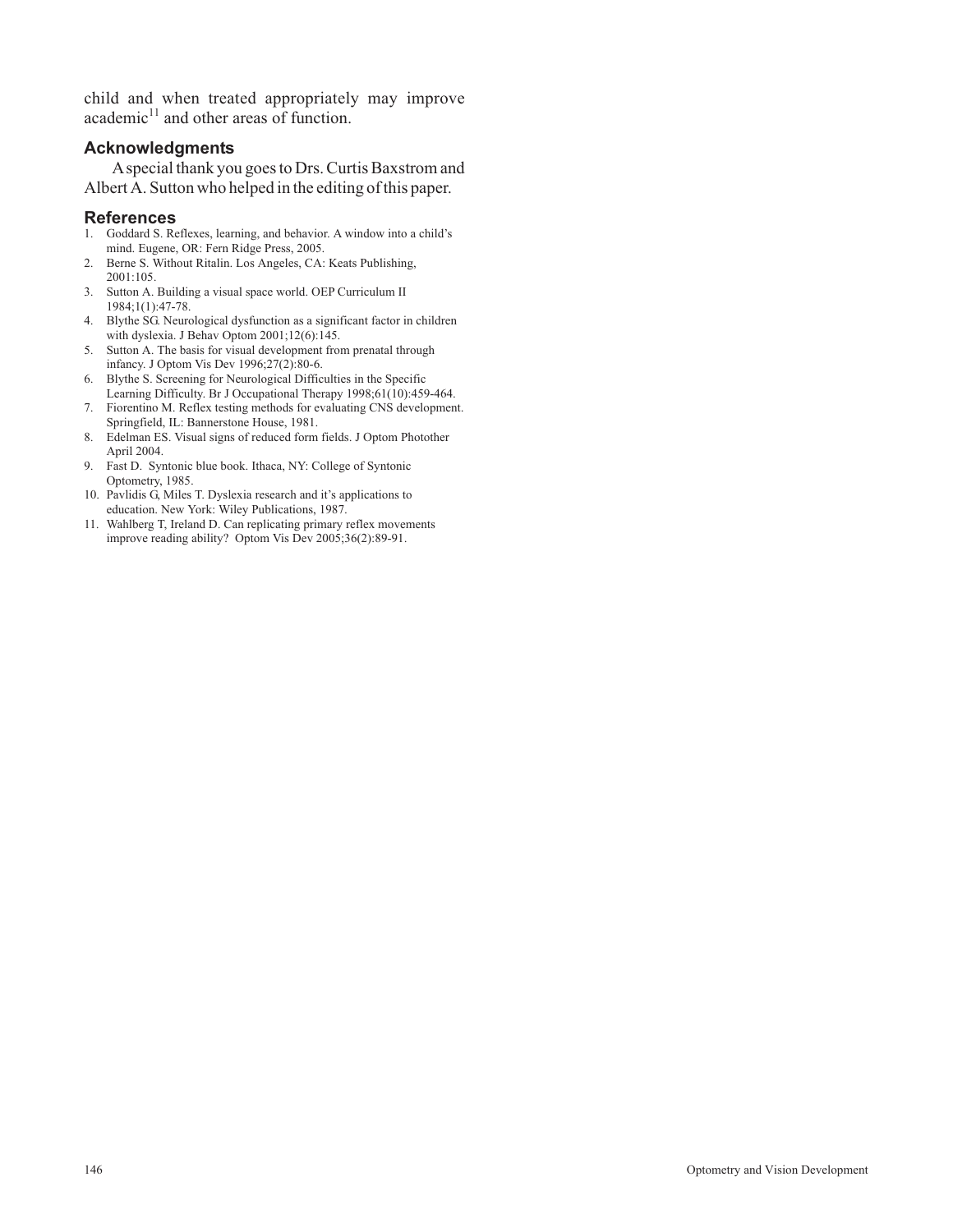child and when treated appropriately may improve academic[11] and other areas of function.

## Acknowledgments

A special thank you goes to Drs. Curtis Baxstrom and Albert A. Sutton who helped in the editing of this paper.

## References

1. Goddard S. Reflexes, learning, and behavior. A window into a child's mind. Eugene, OR: Fern Ridge Press, 2005.
2. Berne S. Without Ritalin. Los Angeles, CA: Keats Publishing, 2001:105.
3. Sutton A. Building a visual space world. OEP Curriculum II 1984;1(1):47-78.
4. Blythe SG. Neurological dysfunction as a significant factor in children with dyslexia. J Behav Optom 2001;12(6):145.
5. Sutton A. The basis for visual development from prenatal through infancy. J Optom Vis Dev 1996;27(2):80-6.
6. Blythe S. Screening for Neurological Difficulties in the Specific Learning Difficulty. Br J Occupational Therapy 1998;61(10):459-464.
7. Fiorentino M. Reflex testing methods for evaluating CNS development. Springfield, IL: Bannerstone House, 1981.
8. Edelman ES. Visual signs of reduced form fields. J Optom Photother April 2004.
9. Fast D. Syntonic blue book. Ithaca, NY: College of Syntonic Optometry, 1985.
10. Pavlidis G, Miles T. Dyslexia research and it's applications to education. New York: Wiley Publications, 1987.
11. Wahlberg T, Ireland D. Can replicating primary reflex movements improve reading ability? Optom Vis Dev 2005;36(2):89-91.